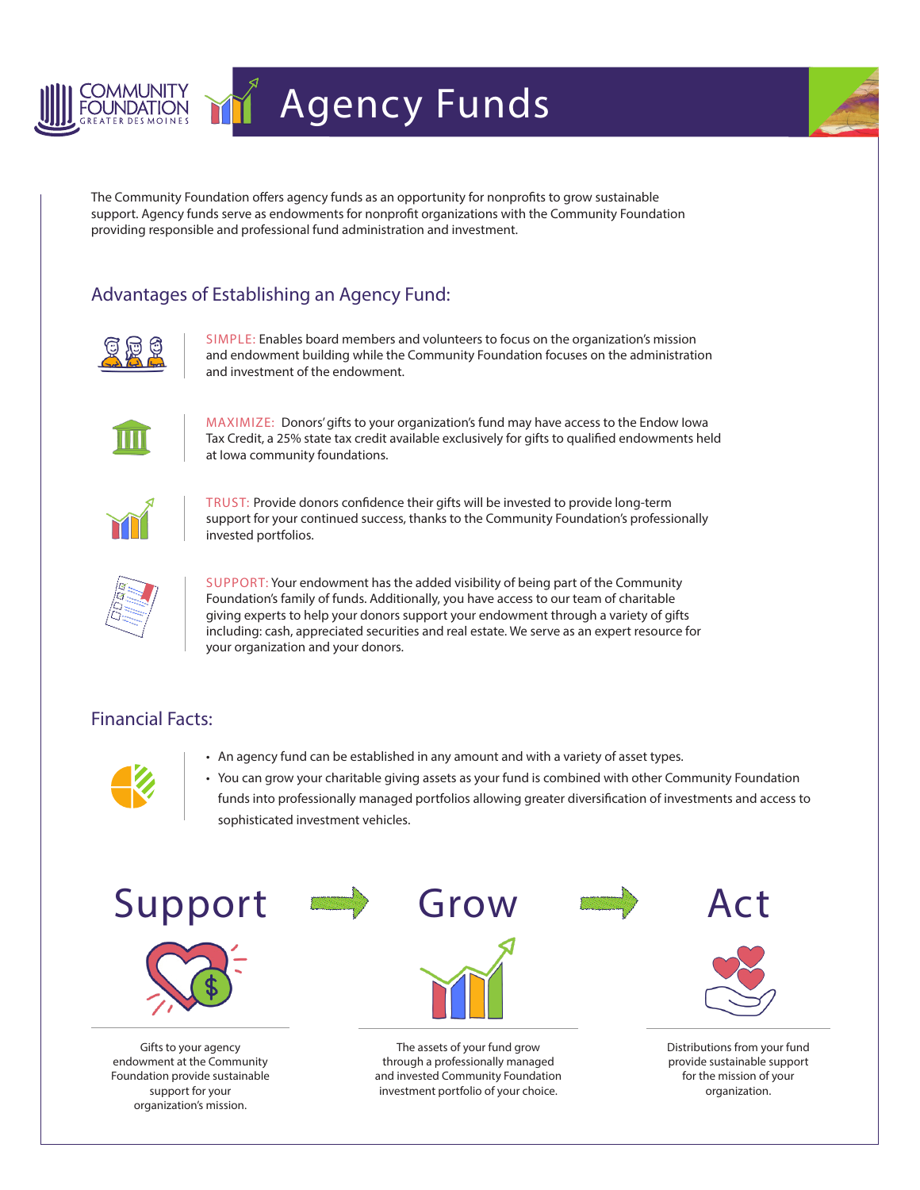COMMUNITY FOUNDATION
GREATER DES MOINES

# Agency Funds

The Community Foundation offers agency funds as an opportunity for nonprofits to grow sustainable support. Agency funds serve as endowments for nonprofit organizations with the Community Foundation providing responsible and professional fund administration and investment.

## Advantages of Establishing an Agency Fund:

SIMPLE: Enables board members and volunteers to focus on the organization's mission and endowment building while the Community Foundation focuses on the administration and investment of the endowment.

MAXIMIZE: Donors' gifts to your organization's fund may have access to the Endow Iowa Tax Credit, a 25% state tax credit available exclusively for gifts to qualified endowments held at Iowa community foundations.

TRUST: Provide donors confidence their gifts will be invested to provide long-term support for your continued success, thanks to the Community Foundation's professionally invested portfolios.

SUPPORT: Your endowment has the added visibility of being part of the Community Foundation's family of funds. Additionally, you have access to our team of charitable giving experts to help your donors support your endowment through a variety of gifts including: cash, appreciated securities and real estate. We serve as an expert resource for your organization and your donors.

## Financial Facts:

- An agency fund can be established in any amount and with a variety of asset types.
- You can grow your charitable giving assets as your fund is combined with other Community Foundation funds into professionally managed portfolios allowing greater diversification of investments and access to sophisticated investment vehicles.

## Support → Grow → Act

**Support**

Gifts to your agency endowment at the Community Foundation provide sustainable support for your organization's mission.

**Grow**

The assets of your fund grow through a professionally managed and invested Community Foundation investment portfolio of your choice.

**Act**

Distributions from your fund provide sustainable support for the mission of your organization.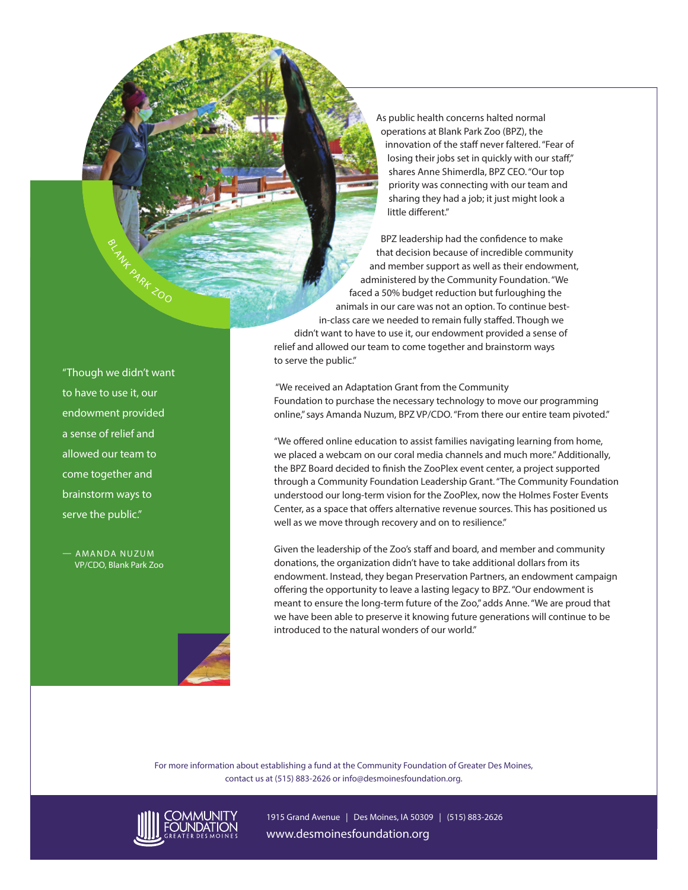BLANK PARK ZOO

As public health concerns halted normal operations at Blank Park Zoo (BPZ), the innovation of the staff never faltered. "Fear of losing their jobs set in quickly with our staff," shares Anne Shimerdla, BPZ CEO. "Our top priority was connecting with our team and sharing they had a job; it just might look a little different."

BPZ leadership had the confidence to make that decision because of incredible community and member support as well as their endowment, administered by the Community Foundation. "We faced a 50% budget reduction but furloughing the animals in our care was not an option. To continue best-in-class care we needed to remain fully staffed. Though we didn't want to have to use it, our endowment provided a sense of relief and allowed our team to come together and brainstorm ways to serve the public."

"We received an Adaptation Grant from the Community Foundation to purchase the necessary technology to move our programming online," says Amanda Nuzum, BPZ VP/CDO. "From there our entire team pivoted."

"We offered online education to assist families navigating learning from home, we placed a webcam on our coral media channels and much more." Additionally, the BPZ Board decided to finish the ZooPlex event center, a project supported through a Community Foundation Leadership Grant. "The Community Foundation understood our long-term vision for the ZooPlex, now the Holmes Foster Events Center, as a space that offers alternative revenue sources. This has positioned us well as we move through recovery and on to resilience."

Given the leadership of the Zoo's staff and board, and member and community donations, the organization didn't have to take additional dollars from its endowment. Instead, they began Preservation Partners, an endowment campaign offering the opportunity to leave a lasting legacy to BPZ. "Our endowment is meant to ensure the long-term future of the Zoo," adds Anne. "We are proud that we have been able to preserve it knowing future generations will continue to be introduced to the natural wonders of our world."

> "Though we didn't want to have to use it, our endowment provided a sense of relief and allowed our team to come together and brainstorm ways to serve the public."
>
> — AMANDA NUZUM
> VP/CDO, Blank Park Zoo

For more information about establishing a fund at the Community Foundation of Greater Des Moines, contact us at (515) 883-2626 or info@desmoinesfoundation.org.

COMMUNITY FOUNDATION GREATER DES MOINES

1915 Grand Avenue | Des Moines, IA 50309 | (515) 883-2626

www.desmoinesfoundation.org